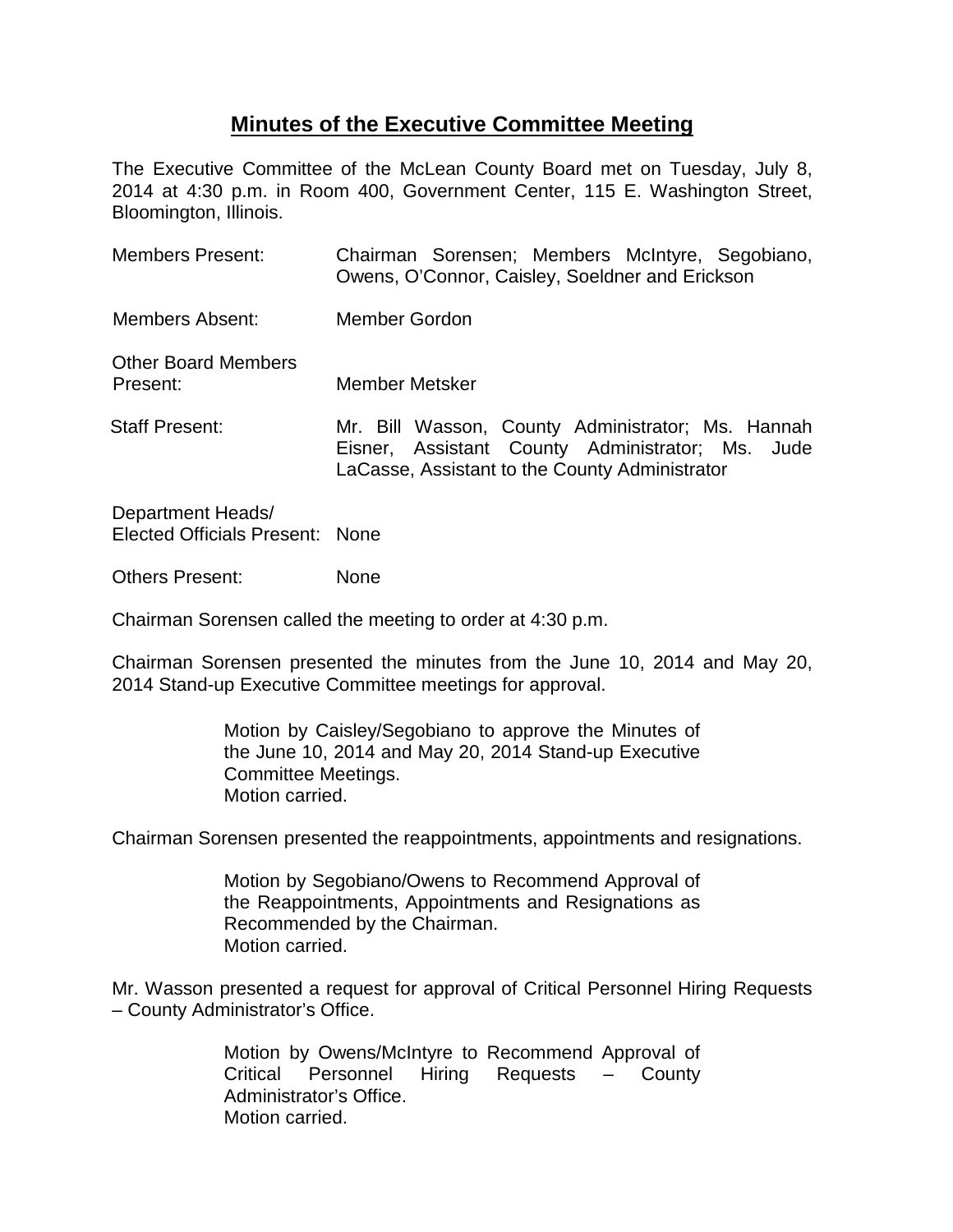# Minutes of the Executive Committee Meeting

The Executive Committee of the McLean County Board met on Tuesday, July 8, 2014 at 4:30 p.m. in Room 400, Government Center, 115 E. Washington Street, Bloomington, Illinois.

| | |
|---|---|
| Members Present: | Chairman Sorensen; Members McIntyre, Segobiano, Owens, O'Connor, Caisley, Soeldner and Erickson |
| Members Absent: | Member Gordon |
| Other Board Members Present: | Member Metsker |
| Staff Present: | Mr. Bill Wasson, County Administrator; Ms. Hannah Eisner, Assistant County Administrator; Ms. Jude LaCasse, Assistant to the County Administrator |
| Department Heads/ Elected Officials Present: | None |
| Others Present: | None |

Chairman Sorensen called the meeting to order at 4:30 p.m.

Chairman Sorensen presented the minutes from the June 10, 2014 and May 20, 2014 Stand-up Executive Committee meetings for approval.

> Motion by Caisley/Segobiano to approve the Minutes of the June 10, 2014 and May 20, 2014 Stand-up Executive Committee Meetings.
> Motion carried.

Chairman Sorensen presented the reappointments, appointments and resignations.

> Motion by Segobiano/Owens to Recommend Approval of the Reappointments, Appointments and Resignations as Recommended by the Chairman.
> Motion carried.

Mr. Wasson presented a request for approval of Critical Personnel Hiring Requests – County Administrator's Office.

> Motion by Owens/McIntyre to Recommend Approval of Critical Personnel Hiring Requests – County Administrator's Office.
> Motion carried.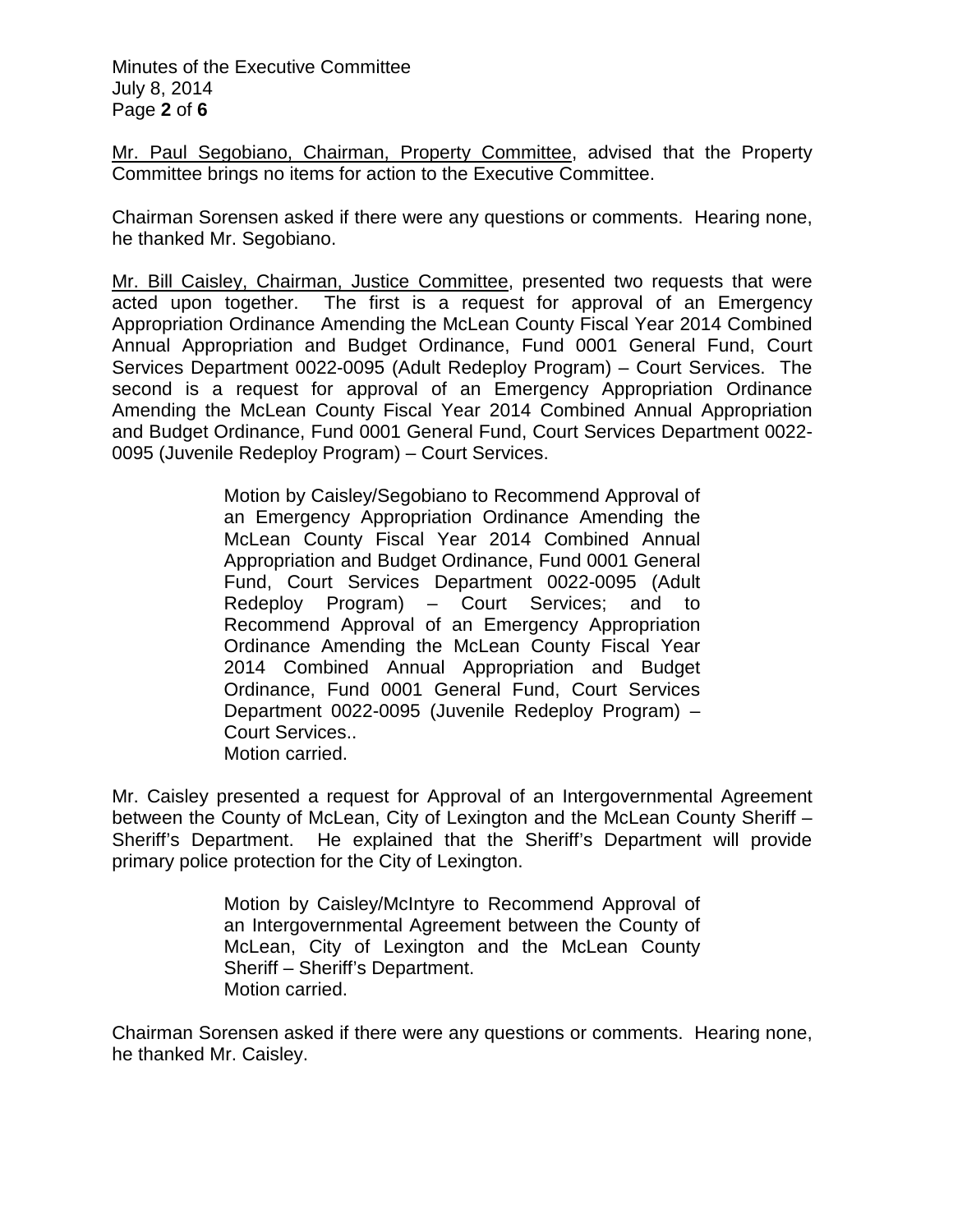Mr. Paul Segobiano, Chairman, Property Committee, advised that the Property Committee brings no items for action to the Executive Committee.

Chairman Sorensen asked if there were any questions or comments. Hearing none, he thanked Mr. Segobiano.

Mr. Bill Caisley, Chairman, Justice Committee, presented two requests that were acted upon together. The first is a request for approval of an Emergency Appropriation Ordinance Amending the McLean County Fiscal Year 2014 Combined Annual Appropriation and Budget Ordinance, Fund 0001 General Fund, Court Services Department 0022-0095 (Adult Redeploy Program) – Court Services. The second is a request for approval of an Emergency Appropriation Ordinance Amending the McLean County Fiscal Year 2014 Combined Annual Appropriation and Budget Ordinance, Fund 0001 General Fund, Court Services Department 0022-0095 (Juvenile Redeploy Program) – Court Services.

> Motion by Caisley/Segobiano to Recommend Approval of an Emergency Appropriation Ordinance Amending the McLean County Fiscal Year 2014 Combined Annual Appropriation and Budget Ordinance, Fund 0001 General Fund, Court Services Department 0022-0095 (Adult Redeploy Program) – Court Services; and to Recommend Approval of an Emergency Appropriation Ordinance Amending the McLean County Fiscal Year 2014 Combined Annual Appropriation and Budget Ordinance, Fund 0001 General Fund, Court Services Department 0022-0095 (Juvenile Redeploy Program) – Court Services..
> Motion carried.

Mr. Caisley presented a request for Approval of an Intergovernmental Agreement between the County of McLean, City of Lexington and the McLean County Sheriff – Sheriff's Department. He explained that the Sheriff's Department will provide primary police protection for the City of Lexington.

> Motion by Caisley/McIntyre to Recommend Approval of an Intergovernmental Agreement between the County of McLean, City of Lexington and the McLean County Sheriff – Sheriff's Department.
> Motion carried.

Chairman Sorensen asked if there were any questions or comments. Hearing none, he thanked Mr. Caisley.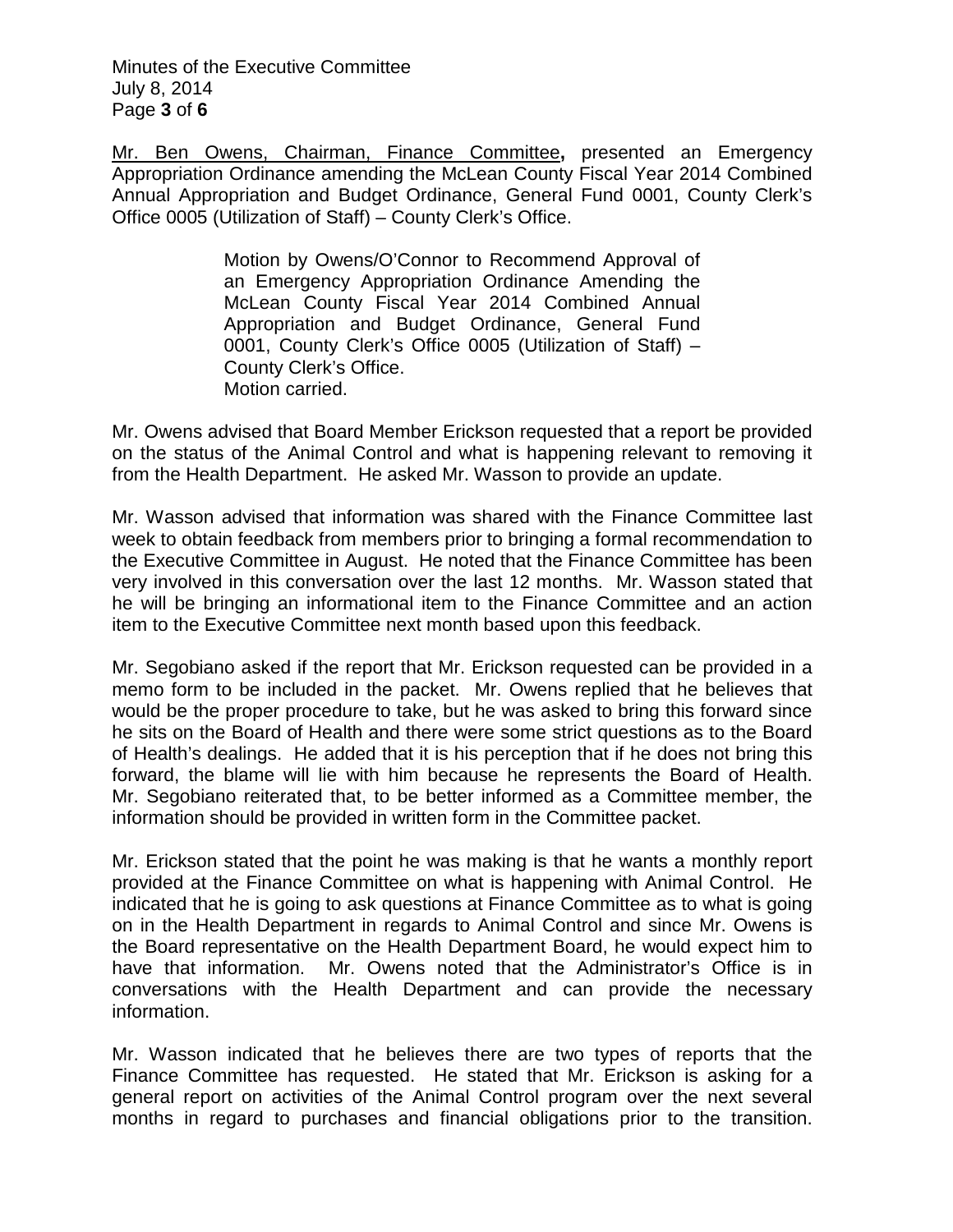Mr. Ben Owens, Chairman, Finance Committee**,** presented an Emergency Appropriation Ordinance amending the McLean County Fiscal Year 2014 Combined Annual Appropriation and Budget Ordinance, General Fund 0001, County Clerk's Office 0005 (Utilization of Staff) – County Clerk's Office.

> Motion by Owens/O'Connor to Recommend Approval of an Emergency Appropriation Ordinance Amending the McLean County Fiscal Year 2014 Combined Annual Appropriation and Budget Ordinance, General Fund 0001, County Clerk's Office 0005 (Utilization of Staff) – County Clerk's Office.
> Motion carried.

Mr. Owens advised that Board Member Erickson requested that a report be provided on the status of the Animal Control and what is happening relevant to removing it from the Health Department. He asked Mr. Wasson to provide an update.

Mr. Wasson advised that information was shared with the Finance Committee last week to obtain feedback from members prior to bringing a formal recommendation to the Executive Committee in August. He noted that the Finance Committee has been very involved in this conversation over the last 12 months. Mr. Wasson stated that he will be bringing an informational item to the Finance Committee and an action item to the Executive Committee next month based upon this feedback.

Mr. Segobiano asked if the report that Mr. Erickson requested can be provided in a memo form to be included in the packet. Mr. Owens replied that he believes that would be the proper procedure to take, but he was asked to bring this forward since he sits on the Board of Health and there were some strict questions as to the Board of Health's dealings. He added that it is his perception that if he does not bring this forward, the blame will lie with him because he represents the Board of Health. Mr. Segobiano reiterated that, to be better informed as a Committee member, the information should be provided in written form in the Committee packet.

Mr. Erickson stated that the point he was making is that he wants a monthly report provided at the Finance Committee on what is happening with Animal Control. He indicated that he is going to ask questions at Finance Committee as to what is going on in the Health Department in regards to Animal Control and since Mr. Owens is the Board representative on the Health Department Board, he would expect him to have that information. Mr. Owens noted that the Administrator's Office is in conversations with the Health Department and can provide the necessary information.

Mr. Wasson indicated that he believes there are two types of reports that the Finance Committee has requested. He stated that Mr. Erickson is asking for a general report on activities of the Animal Control program over the next several months in regard to purchases and financial obligations prior to the transition.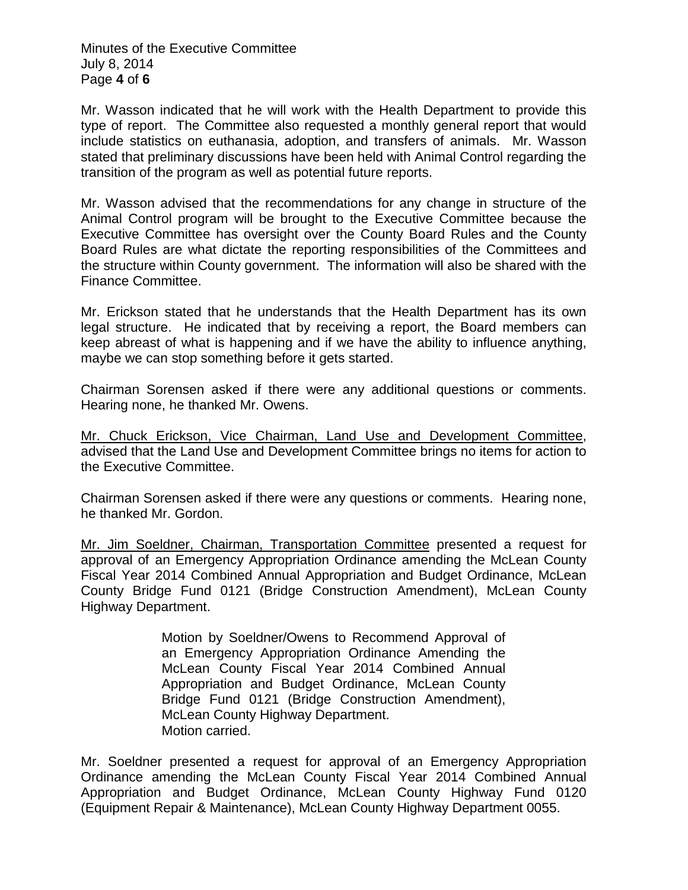Mr. Wasson indicated that he will work with the Health Department to provide this type of report. The Committee also requested a monthly general report that would include statistics on euthanasia, adoption, and transfers of animals. Mr. Wasson stated that preliminary discussions have been held with Animal Control regarding the transition of the program as well as potential future reports.

Mr. Wasson advised that the recommendations for any change in structure of the Animal Control program will be brought to the Executive Committee because the Executive Committee has oversight over the County Board Rules and the County Board Rules are what dictate the reporting responsibilities of the Committees and the structure within County government. The information will also be shared with the Finance Committee.

Mr. Erickson stated that he understands that the Health Department has its own legal structure. He indicated that by receiving a report, the Board members can keep abreast of what is happening and if we have the ability to influence anything, maybe we can stop something before it gets started.

Chairman Sorensen asked if there were any additional questions or comments. Hearing none, he thanked Mr. Owens.

<u>Mr. Chuck Erickson, Vice Chairman, Land Use and Development Committee</u>, advised that the Land Use and Development Committee brings no items for action to the Executive Committee.

Chairman Sorensen asked if there were any questions or comments. Hearing none, he thanked Mr. Gordon.

<u>Mr. Jim Soeldner, Chairman, Transportation Committee</u> presented a request for approval of an Emergency Appropriation Ordinance amending the McLean County Fiscal Year 2014 Combined Annual Appropriation and Budget Ordinance, McLean County Bridge Fund 0121 (Bridge Construction Amendment), McLean County Highway Department.

> Motion by Soeldner/Owens to Recommend Approval of an Emergency Appropriation Ordinance Amending the McLean County Fiscal Year 2014 Combined Annual Appropriation and Budget Ordinance, McLean County Bridge Fund 0121 (Bridge Construction Amendment), McLean County Highway Department.
> Motion carried.

Mr. Soeldner presented a request for approval of an Emergency Appropriation Ordinance amending the McLean County Fiscal Year 2014 Combined Annual Appropriation and Budget Ordinance, McLean County Highway Fund 0120 (Equipment Repair & Maintenance), McLean County Highway Department 0055.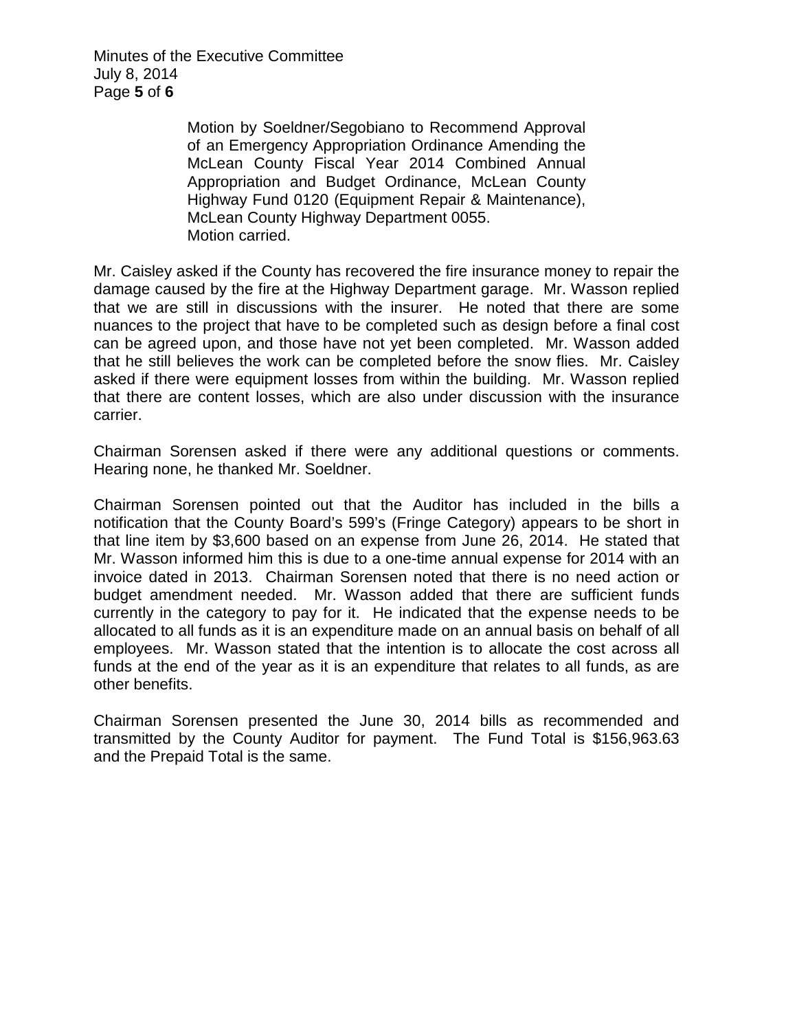Motion by Soeldner/Segobiano to Recommend Approval of an Emergency Appropriation Ordinance Amending the McLean County Fiscal Year 2014 Combined Annual Appropriation and Budget Ordinance, McLean County Highway Fund 0120 (Equipment Repair & Maintenance), McLean County Highway Department 0055.
Motion carried.

Mr. Caisley asked if the County has recovered the fire insurance money to repair the damage caused by the fire at the Highway Department garage. Mr. Wasson replied that we are still in discussions with the insurer. He noted that there are some nuances to the project that have to be completed such as design before a final cost can be agreed upon, and those have not yet been completed. Mr. Wasson added that he still believes the work can be completed before the snow flies. Mr. Caisley asked if there were equipment losses from within the building. Mr. Wasson replied that there are content losses, which are also under discussion with the insurance carrier.

Chairman Sorensen asked if there were any additional questions or comments. Hearing none, he thanked Mr. Soeldner.

Chairman Sorensen pointed out that the Auditor has included in the bills a notification that the County Board's 599's (Fringe Category) appears to be short in that line item by $3,600 based on an expense from June 26, 2014. He stated that Mr. Wasson informed him this is due to a one-time annual expense for 2014 with an invoice dated in 2013. Chairman Sorensen noted that there is no need action or budget amendment needed. Mr. Wasson added that there are sufficient funds currently in the category to pay for it. He indicated that the expense needs to be allocated to all funds as it is an expenditure made on an annual basis on behalf of all employees. Mr. Wasson stated that the intention is to allocate the cost across all funds at the end of the year as it is an expenditure that relates to all funds, as are other benefits.

Chairman Sorensen presented the June 30, 2014 bills as recommended and transmitted by the County Auditor for payment. The Fund Total is $156,963.63 and the Prepaid Total is the same.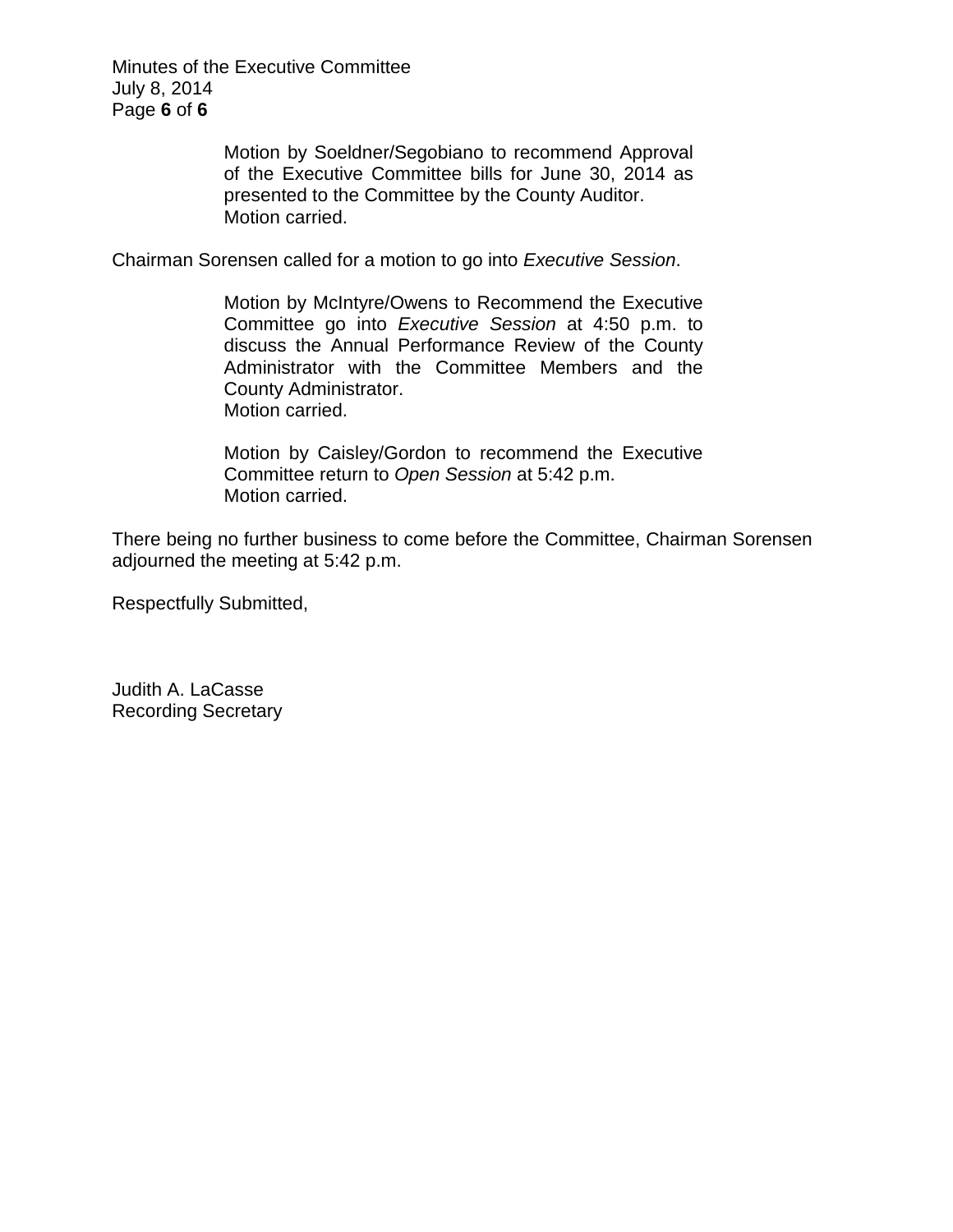Motion by Soeldner/Segobiano to recommend Approval of the Executive Committee bills for June 30, 2014 as presented to the Committee by the County Auditor.
Motion carried.

Chairman Sorensen called for a motion to go into *Executive Session*.

Motion by McIntyre/Owens to Recommend the Executive Committee go into *Executive Session* at 4:50 p.m. to discuss the Annual Performance Review of the County Administrator with the Committee Members and the County Administrator.
Motion carried.

Motion by Caisley/Gordon to recommend the Executive Committee return to *Open Session* at 5:42 p.m.
Motion carried.

There being no further business to come before the Committee, Chairman Sorensen adjourned the meeting at 5:42 p.m.

Respectfully Submitted,

Judith A. LaCasse
Recording Secretary